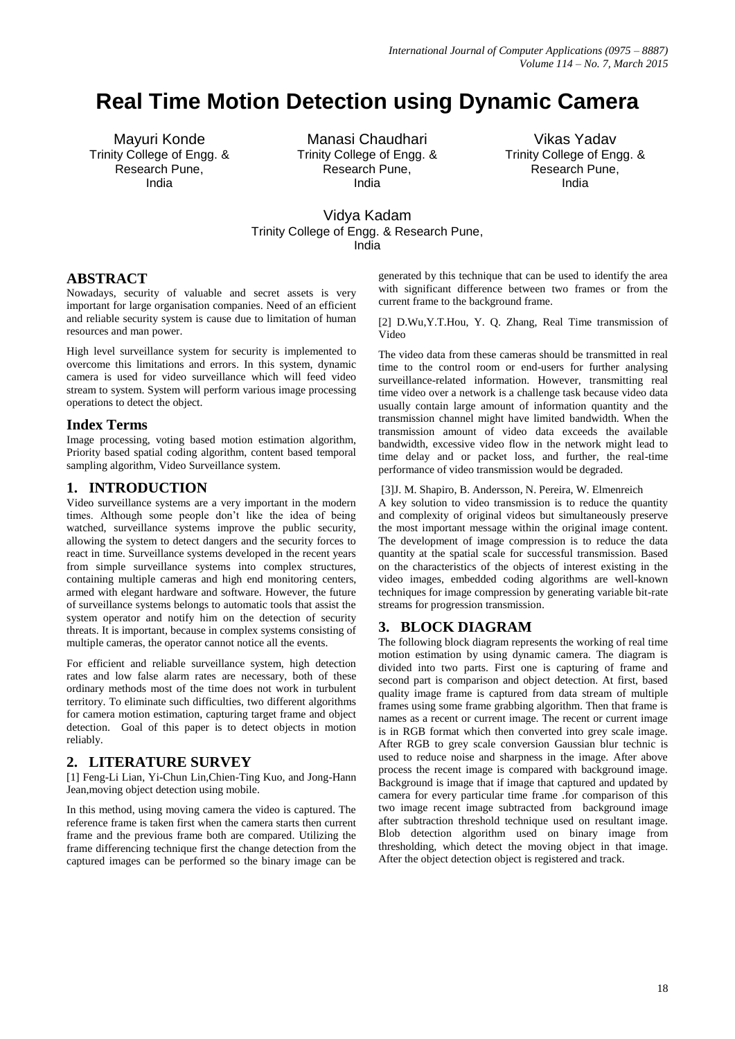# Real Time Motion Detection using Dynamic Camera

Mayuri Konde
Trinity College of Engg. & Research Pune, India

Manasi Chaudhari
Trinity College of Engg. & Research Pune, India

Vikas Yadav
Trinity College of Engg. & Research Pune, India

Vidya Kadam
Trinity College of Engg. & Research Pune, India

## ABSTRACT

Nowadays, security of valuable and secret assets is very important for large organisation companies. Need of an efficient and reliable security system is cause due to limitation of human resources and man power.

High level surveillance system for security is implemented to overcome this limitations and errors. In this system, dynamic camera is used for video surveillance which will feed video stream to system. System will perform various image processing operations to detect the object.

## Index Terms

Image processing, voting based motion estimation algorithm, Priority based spatial coding algorithm, content based temporal sampling algorithm, Video Surveillance system.

## 1. INTRODUCTION

Video surveillance systems are a very important in the modern times. Although some people don't like the idea of being watched, surveillance systems improve the public security, allowing the system to detect dangers and the security forces to react in time. Surveillance systems developed in the recent years from simple surveillance systems into complex structures, containing multiple cameras and high end monitoring centers, armed with elegant hardware and software. However, the future of surveillance systems belongs to automatic tools that assist the system operator and notify him on the detection of security threats. It is important, because in complex systems consisting of multiple cameras, the operator cannot notice all the events.

For efficient and reliable surveillance system, high detection rates and low false alarm rates are necessary, both of these ordinary methods most of the time does not work in turbulent territory. To eliminate such difficulties, two different algorithms for camera motion estimation, capturing target frame and object detection. Goal of this paper is to detect objects in motion reliably.

## 2. LITERATURE SURVEY

[1] Feng-Li Lian, Yi-Chun Lin,Chien-Ting Kuo, and Jong-Hann Jean,moving object detection using mobile.

In this method, using moving camera the video is captured. The reference frame is taken first when the camera starts then current frame and the previous frame both are compared. Utilizing the frame differencing technique first the change detection from the captured images can be performed so the binary image can be generated by this technique that can be used to identify the area with significant difference between two frames or from the current frame to the background frame.

[2] D.Wu,Y.T.Hou, Y. Q. Zhang, Real Time transmission of Video

The video data from these cameras should be transmitted in real time to the control room or end-users for further analysing surveillance-related information. However, transmitting real time video over a network is a challenge task because video data usually contain large amount of information quantity and the transmission channel might have limited bandwidth. When the transmission amount of video data exceeds the available bandwidth, excessive video flow in the network might lead to time delay and or packet loss, and further, the real-time performance of video transmission would be degraded.

[3]J. M. Shapiro, B. Andersson, N. Pereira, W. Elmenreich

A key solution to video transmission is to reduce the quantity and complexity of original videos but simultaneously preserve the most important message within the original image content. The development of image compression is to reduce the data quantity at the spatial scale for successful transmission. Based on the characteristics of the objects of interest existing in the video images, embedded coding algorithms are well-known techniques for image compression by generating variable bit-rate streams for progression transmission.

## 3. BLOCK DIAGRAM

The following block diagram represents the working of real time motion estimation by using dynamic camera. The diagram is divided into two parts. First one is capturing of frame and second part is comparison and object detection. At first, based quality image frame is captured from data stream of multiple frames using some frame grabbing algorithm. Then that frame is names as a recent or current image. The recent or current image is in RGB format which then converted into grey scale image. After RGB to grey scale conversion Gaussian blur technic is used to reduce noise and sharpness in the image. After above process the recent image is compared with background image. Background is image that if image that captured and updated by camera for every particular time frame .for comparison of this two image recent image subtracted from background image after subtraction threshold technique used on resultant image. Blob detection algorithm used on binary image from thresholding, which detect the moving object in that image. After the object detection object is registered and track.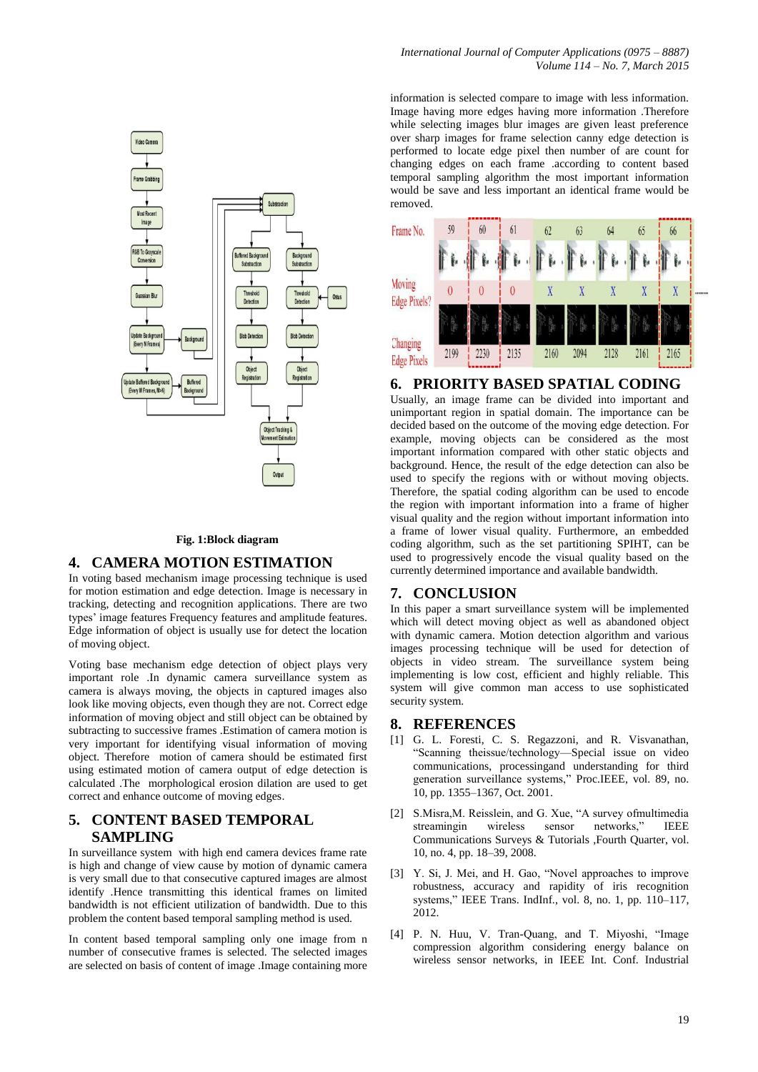Fig. 1:Block diagram

## 4. CAMERA MOTION ESTIMATION

In voting based mechanism image processing technique is used for motion estimation and edge detection. Image is necessary in tracking, detecting and recognition applications. There are two types' image features Frequency features and amplitude features. Edge information of object is usually use for detect the location of moving object.

Voting base mechanism edge detection of object plays very important role .In dynamic camera surveillance system as camera is always moving, the objects in captured images also look like moving objects, even though they are not. Correct edge information of moving object and still object can be obtained by subtracting to successive frames .Estimation of camera motion is very important for identifying visual information of moving object. Therefore motion of camera should be estimated first using estimated motion of camera output of edge detection is calculated .The morphological erosion dilation are used to get correct and enhance outcome of moving edges.

## 5. CONTENT BASED TEMPORAL SAMPLING

In surveillance system with high end camera devices frame rate is high and change of view cause by motion of dynamic camera is very small due to that consecutive captured images are almost identify .Hence transmitting this identical frames on limited bandwidth is not efficient utilization of bandwidth. Due to this problem the content based temporal sampling method is used.

In content based temporal sampling only one image from n number of consecutive frames is selected. The selected images are selected on basis of content of image .Image containing more information is selected compare to image with less information. Image having more edges having more information .Therefore while selecting images blur images are given least preference over sharp images for frame selection canny edge detection is performed to locate edge pixel then number of are count for changing edges on each frame .according to content based temporal sampling algorithm the most important information would be save and less important an identical frame would be removed.

| Frame No. | 59 | 60 | 61 | 62 | 63 | 64 | 65 | 66 |
|---|---|---|---|---|---|---|---|---|
| Moving Edge Pixels? | 0 | 0 | 0 | X | X | X | X | X |
| Changing Edge Pixels | 2199 | 2230 | 2135 | 2160 | 2094 | 2128 | 2161 | 2165 |

## 6. PRIORITY BASED SPATIAL CODING

Usually, an image frame can be divided into important and unimportant region in spatial domain. The importance can be decided based on the outcome of the moving edge detection. For example, moving objects can be considered as the most important information compared with other static objects and background. Hence, the result of the edge detection can also be used to specify the regions with or without moving objects. Therefore, the spatial coding algorithm can be used to encode the region with important information into a frame of higher visual quality and the region without important information into a frame of lower visual quality. Furthermore, an embedded coding algorithm, such as the set partitioning SPIHT, can be used to progressively encode the visual quality based on the currently determined importance and available bandwidth.

## 7. CONCLUSION

In this paper a smart surveillance system will be implemented which will detect moving object as well as abandoned object with dynamic camera. Motion detection algorithm and various images processing technique will be used for detection of objects in video stream. The surveillance system being implementing is low cost, efficient and highly reliable. This system will give common man access to use sophisticated security system.

## 8. REFERENCES

[1] G. L. Foresti, C. S. Regazzoni, and R. Visvanathan, "Scanning theissue/technology—Special issue on video communications, processingand understanding for third generation surveillance systems," Proc.IEEE, vol. 89, no. 10, pp. 1355–1367, Oct. 2001.

[2] S.Misra,M. Reisslein, and G. Xue, "A survey ofmultimedia streamingin wireless sensor networks," IEEE Communications Surveys & Tutorials ,Fourth Quarter, vol. 10, no. 4, pp. 18–39, 2008.

[3] Y. Si, J. Mei, and H. Gao, "Novel approaches to improve robustness, accuracy and rapidity of iris recognition systems," IEEE Trans. IndInf., vol. 8, no. 1, pp. 110–117, 2012.

[4] P. N. Huu, V. Tran-Quang, and T. Miyoshi, "Image compression algorithm considering energy balance on wireless sensor networks, in IEEE Int. Conf. Industrial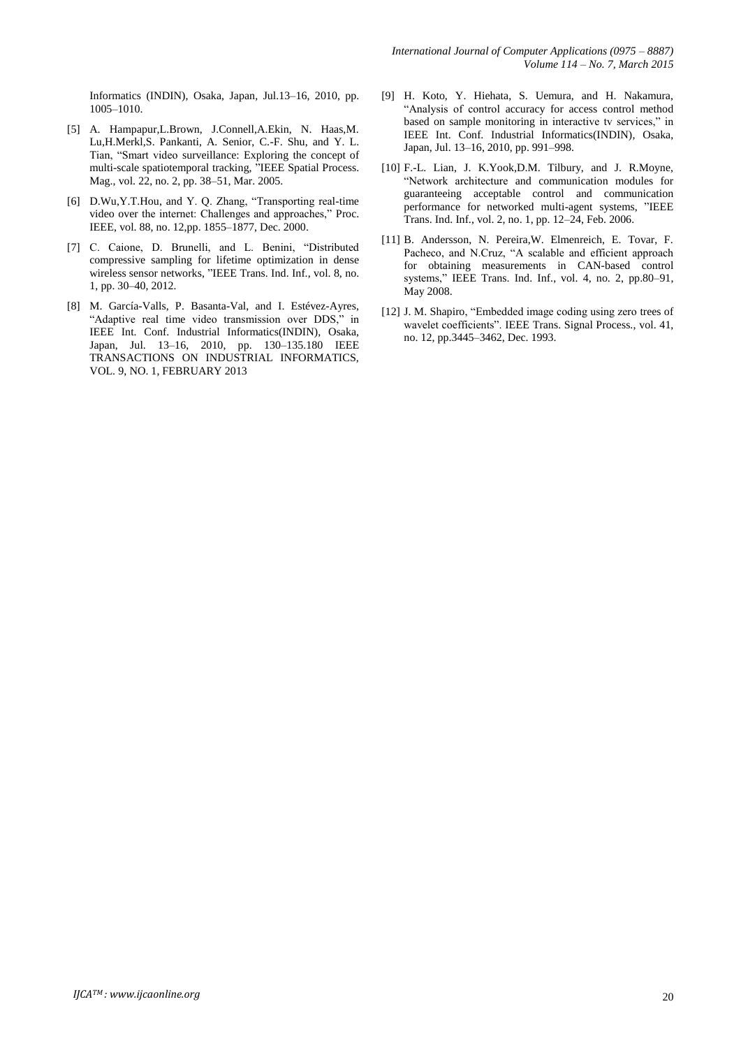Informatics (INDIN), Osaka, Japan, Jul.13–16, 2010, pp. 1005–1010.

[5] A. Hampapur,L.Brown, J.Connell,A.Ekin, N. Haas,M. Lu,H.Merkl,S. Pankanti, A. Senior, C.-F. Shu, and Y. L. Tian, "Smart video surveillance: Exploring the concept of multi-scale spatiotemporal tracking, "IEEE Spatial Process. Mag., vol. 22, no. 2, pp. 38–51, Mar. 2005.

[6] D.Wu,Y.T.Hou, and Y. Q. Zhang, "Transporting real-time video over the internet: Challenges and approaches," Proc. IEEE, vol. 88, no. 12,pp. 1855–1877, Dec. 2000.

[7] C. Caione, D. Brunelli, and L. Benini, "Distributed compressive sampling for lifetime optimization in dense wireless sensor networks, "IEEE Trans. Ind. Inf., vol. 8, no. 1, pp. 30–40, 2012.

[8] M. García-Valls, P. Basanta-Val, and I. Estévez-Ayres, "Adaptive real time video transmission over DDS," in IEEE Int. Conf. Industrial Informatics(INDIN), Osaka, Japan, Jul. 13–16, 2010, pp. 130–135.180 IEEE TRANSACTIONS ON INDUSTRIAL INFORMATICS, VOL. 9, NO. 1, FEBRUARY 2013

[9] H. Koto, Y. Hiehata, S. Uemura, and H. Nakamura, "Analysis of control accuracy for access control method based on sample monitoring in interactive tv services," in IEEE Int. Conf. Industrial Informatics(INDIN), Osaka, Japan, Jul. 13–16, 2010, pp. 991–998.

[10] F.-L. Lian, J. K.Yook,D.M. Tilbury, and J. R.Moyne, "Network architecture and communication modules for guaranteeing acceptable control and communication performance for networked multi-agent systems, "IEEE Trans. Ind. Inf., vol. 2, no. 1, pp. 12–24, Feb. 2006.

[11] B. Andersson, N. Pereira,W. Elmenreich, E. Tovar, F. Pacheco, and N.Cruz, "A scalable and efficient approach for obtaining measurements in CAN-based control systems," IEEE Trans. Ind. Inf., vol. 4, no. 2, pp.80–91, May 2008.

[12] J. M. Shapiro, "Embedded image coding using zero trees of wavelet coefficients". IEEE Trans. Signal Process., vol. 41, no. 12, pp.3445–3462, Dec. 1993.